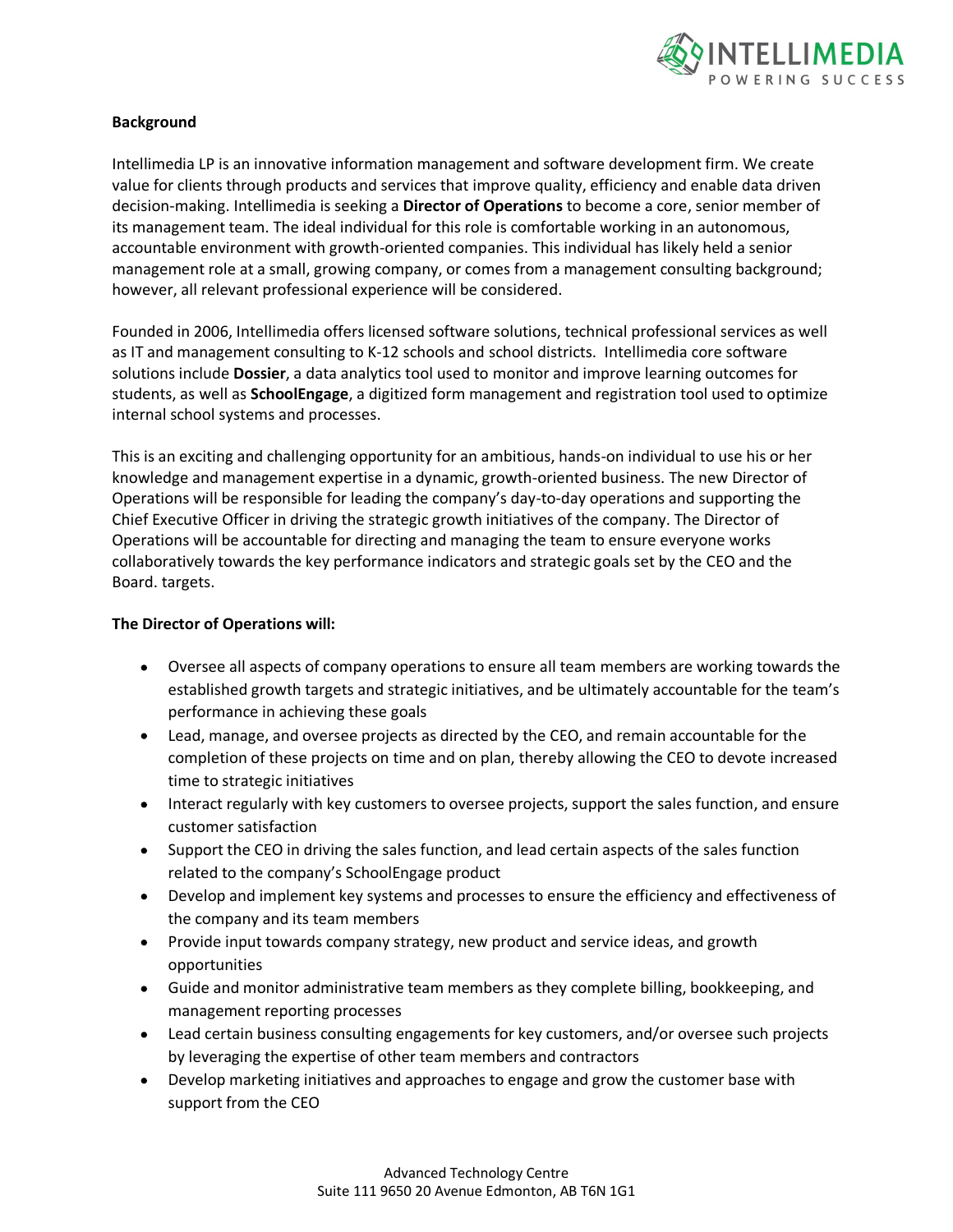**Background**

Intellimedia LP is an innovative information management and software development firm. We create value for clients through products and services that improve quality, efficiency and enable data driven decision-making. Intellimedia is seeking a **Director of Operations** to become a core, senior member of its management team. The ideal individual for this role is comfortable working in an autonomous, accountable environment with growth-oriented companies. This individual has likely held a senior management role at a small, growing company, or comes from a management consulting background; however, all relevant professional experience will be considered.

Founded in 2006, Intellimedia offers licensed software solutions, technical professional services as well as IT and management consulting to K-12 schools and school districts. Intellimedia core software solutions include **Dossier**, a data analytics tool used to monitor and improve learning outcomes for students, as well as **SchoolEngage**, a digitized form management and registration tool used to optimize internal school systems and processes.

This is an exciting and challenging opportunity for an ambitious, hands-on individual to use his or her knowledge and management expertise in a dynamic, growth-oriented business. The new Director of Operations will be responsible for leading the company's day-to-day operations and supporting the Chief Executive Officer in driving the strategic growth initiatives of the company. The Director of Operations will be accountable for directing and managing the team to ensure everyone works collaboratively towards the key performance indicators and strategic goals set by the CEO and the Board. targets.

**The Director of Operations will:**

- Oversee all aspects of company operations to ensure all team members are working towards the established growth targets and strategic initiatives, and be ultimately accountable for the team's performance in achieving these goals
- Lead, manage, and oversee projects as directed by the CEO, and remain accountable for the completion of these projects on time and on plan, thereby allowing the CEO to devote increased time to strategic initiatives
- Interact regularly with key customers to oversee projects, support the sales function, and ensure customer satisfaction
- Support the CEO in driving the sales function, and lead certain aspects of the sales function related to the company's SchoolEngage product
- Develop and implement key systems and processes to ensure the efficiency and effectiveness of the company and its team members
- Provide input towards company strategy, new product and service ideas, and growth opportunities
- Guide and monitor administrative team members as they complete billing, bookkeeping, and management reporting processes
- Lead certain business consulting engagements for key customers, and/or oversee such projects by leveraging the expertise of other team members and contractors
- Develop marketing initiatives and approaches to engage and grow the customer base with support from the CEO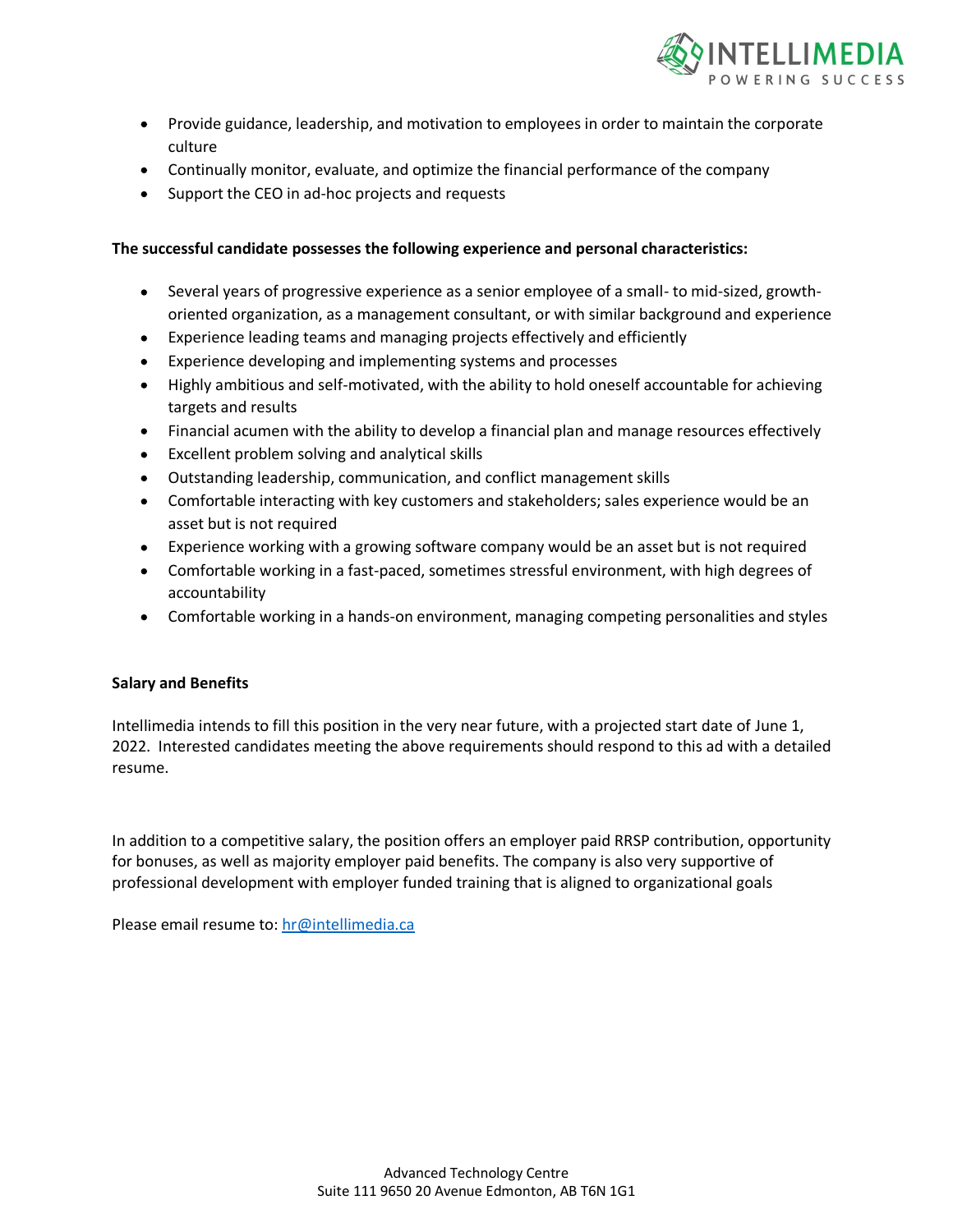- Provide guidance, leadership, and motivation to employees in order to maintain the corporate culture
- Continually monitor, evaluate, and optimize the financial performance of the company
- Support the CEO in ad-hoc projects and requests

**The successful candidate possesses the following experience and personal characteristics:**

- Several years of progressive experience as a senior employee of a small- to mid-sized, growth-oriented organization, as a management consultant, or with similar background and experience
- Experience leading teams and managing projects effectively and efficiently
- Experience developing and implementing systems and processes
- Highly ambitious and self-motivated, with the ability to hold oneself accountable for achieving targets and results
- Financial acumen with the ability to develop a financial plan and manage resources effectively
- Excellent problem solving and analytical skills
- Outstanding leadership, communication, and conflict management skills
- Comfortable interacting with key customers and stakeholders; sales experience would be an asset but is not required
- Experience working with a growing software company would be an asset but is not required
- Comfortable working in a fast-paced, sometimes stressful environment, with high degrees of accountability
- Comfortable working in a hands-on environment, managing competing personalities and styles

**Salary and Benefits**

Intellimedia intends to fill this position in the very near future, with a projected start date of June 1, 2022. Interested candidates meeting the above requirements should respond to this ad with a detailed resume.

In addition to a competitive salary, the position offers an employer paid RRSP contribution, opportunity for bonuses, as well as majority employer paid benefits. The company is also very supportive of professional development with employer funded training that is aligned to organizational goals

Please email resume to: hr@intellimedia.ca

Advanced Technology Centre
Suite 111 9650 20 Avenue Edmonton, AB T6N 1G1